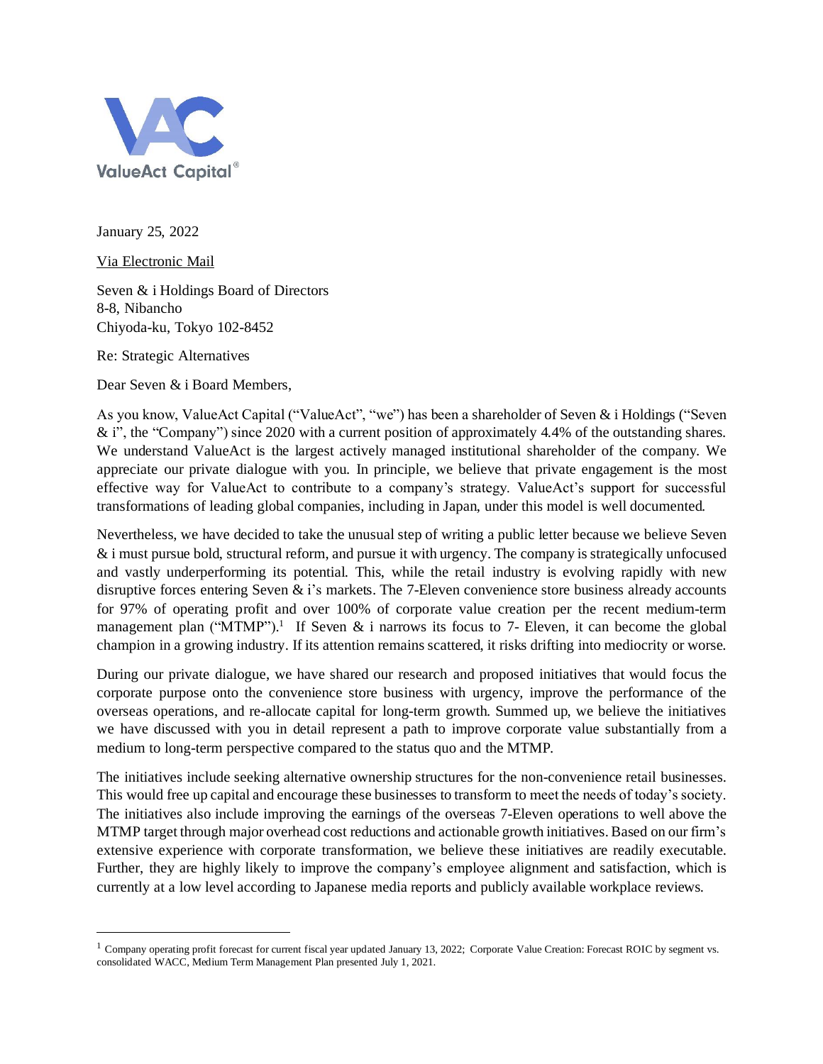ValueAct Capital®

January 25, 2022

Via Electronic Mail

Seven & i Holdings Board of Directors
8-8, Nibancho
Chiyoda-ku, Tokyo 102-8452

Re: Strategic Alternatives

Dear Seven & i Board Members,

As you know, ValueAct Capital ("ValueAct", "we") has been a shareholder of Seven & i Holdings ("Seven & i", the "Company") since 2020 with a current position of approximately 4.4% of the outstanding shares. We understand ValueAct is the largest actively managed institutional shareholder of the company. We appreciate our private dialogue with you. In principle, we believe that private engagement is the most effective way for ValueAct to contribute to a company's strategy. ValueAct's support for successful transformations of leading global companies, including in Japan, under this model is well documented.

Nevertheless, we have decided to take the unusual step of writing a public letter because we believe Seven & i must pursue bold, structural reform, and pursue it with urgency. The company is strategically unfocused and vastly underperforming its potential. This, while the retail industry is evolving rapidly with new disruptive forces entering Seven & i's markets. The 7-Eleven convenience store business already accounts for 97% of operating profit and over 100% of corporate value creation per the recent medium-term management plan ("MTMP").[1] If Seven & i narrows its focus to 7- Eleven, it can become the global champion in a growing industry. If its attention remains scattered, it risks drifting into mediocrity or worse.

During our private dialogue, we have shared our research and proposed initiatives that would focus the corporate purpose onto the convenience store business with urgency, improve the performance of the overseas operations, and re-allocate capital for long-term growth. Summed up, we believe the initiatives we have discussed with you in detail represent a path to improve corporate value substantially from a medium to long-term perspective compared to the status quo and the MTMP.

The initiatives include seeking alternative ownership structures for the non-convenience retail businesses. This would free up capital and encourage these businesses to transform to meet the needs of today's society. The initiatives also include improving the earnings of the overseas 7-Eleven operations to well above the MTMP target through major overhead cost reductions and actionable growth initiatives. Based on our firm's extensive experience with corporate transformation, we believe these initiatives are readily executable. Further, they are highly likely to improve the company's employee alignment and satisfaction, which is currently at a low level according to Japanese media reports and publicly available workplace reviews.

---

[1] Company operating profit forecast for current fiscal year updated January 13, 2022; Corporate Value Creation: Forecast ROIC by segment vs. consolidated WACC, Medium Term Management Plan presented July 1, 2021.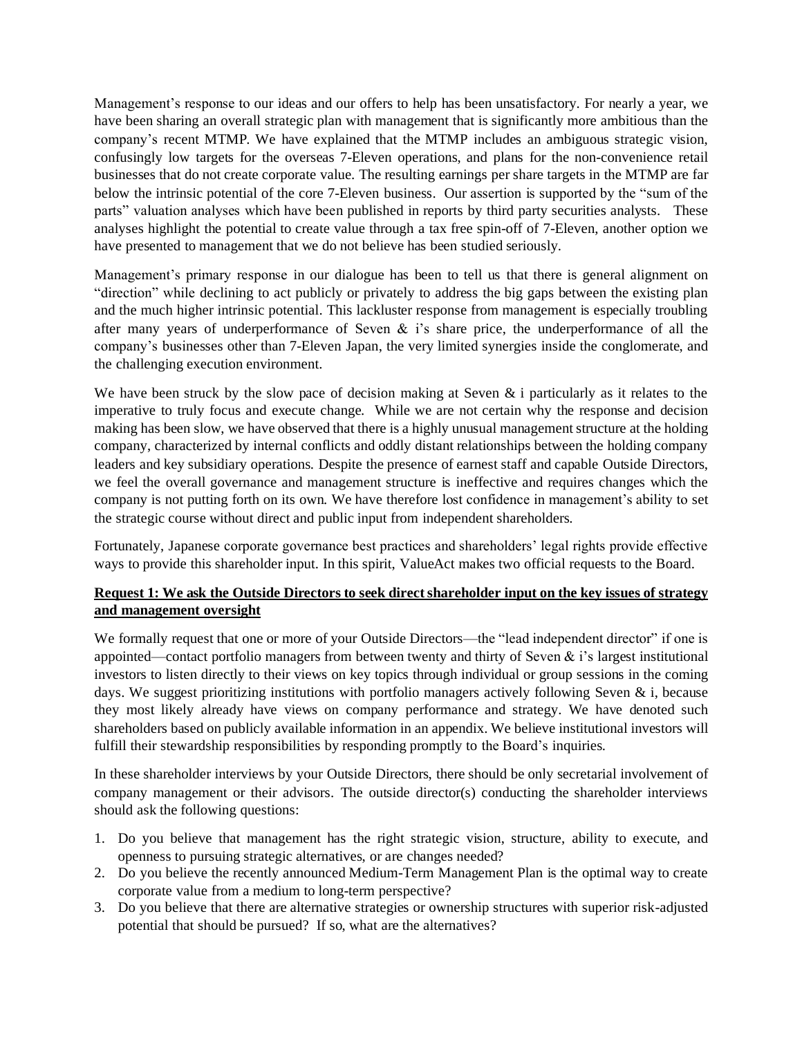Management's response to our ideas and our offers to help has been unsatisfactory. For nearly a year, we have been sharing an overall strategic plan with management that is significantly more ambitious than the company's recent MTMP. We have explained that the MTMP includes an ambiguous strategic vision, confusingly low targets for the overseas 7-Eleven operations, and plans for the non-convenience retail businesses that do not create corporate value. The resulting earnings per share targets in the MTMP are far below the intrinsic potential of the core 7-Eleven business. Our assertion is supported by the "sum of the parts" valuation analyses which have been published in reports by third party securities analysts. These analyses highlight the potential to create value through a tax free spin-off of 7-Eleven, another option we have presented to management that we do not believe has been studied seriously.

Management's primary response in our dialogue has been to tell us that there is general alignment on "direction" while declining to act publicly or privately to address the big gaps between the existing plan and the much higher intrinsic potential. This lackluster response from management is especially troubling after many years of underperformance of Seven & i's share price, the underperformance of all the company's businesses other than 7-Eleven Japan, the very limited synergies inside the conglomerate, and the challenging execution environment.

We have been struck by the slow pace of decision making at Seven & i particularly as it relates to the imperative to truly focus and execute change. While we are not certain why the response and decision making has been slow, we have observed that there is a highly unusual management structure at the holding company, characterized by internal conflicts and oddly distant relationships between the holding company leaders and key subsidiary operations. Despite the presence of earnest staff and capable Outside Directors, we feel the overall governance and management structure is ineffective and requires changes which the company is not putting forth on its own. We have therefore lost confidence in management's ability to set the strategic course without direct and public input from independent shareholders.

Fortunately, Japanese corporate governance best practices and shareholders' legal rights provide effective ways to provide this shareholder input. In this spirit, ValueAct makes two official requests to the Board.

**<u>Request 1: We ask the Outside Directors to seek direct shareholder input on the key issues of strategy and management oversight</u>**

We formally request that one or more of your Outside Directors—the "lead independent director" if one is appointed—contact portfolio managers from between twenty and thirty of Seven & i's largest institutional investors to listen directly to their views on key topics through individual or group sessions in the coming days. We suggest prioritizing institutions with portfolio managers actively following Seven & i, because they most likely already have views on company performance and strategy. We have denoted such shareholders based on publicly available information in an appendix. We believe institutional investors will fulfill their stewardship responsibilities by responding promptly to the Board's inquiries.

In these shareholder interviews by your Outside Directors, there should be only secretarial involvement of company management or their advisors. The outside director(s) conducting the shareholder interviews should ask the following questions:

1. Do you believe that management has the right strategic vision, structure, ability to execute, and openness to pursuing strategic alternatives, or are changes needed?
2. Do you believe the recently announced Medium-Term Management Plan is the optimal way to create corporate value from a medium to long-term perspective?
3. Do you believe that there are alternative strategies or ownership structures with superior risk-adjusted potential that should be pursued? If so, what are the alternatives?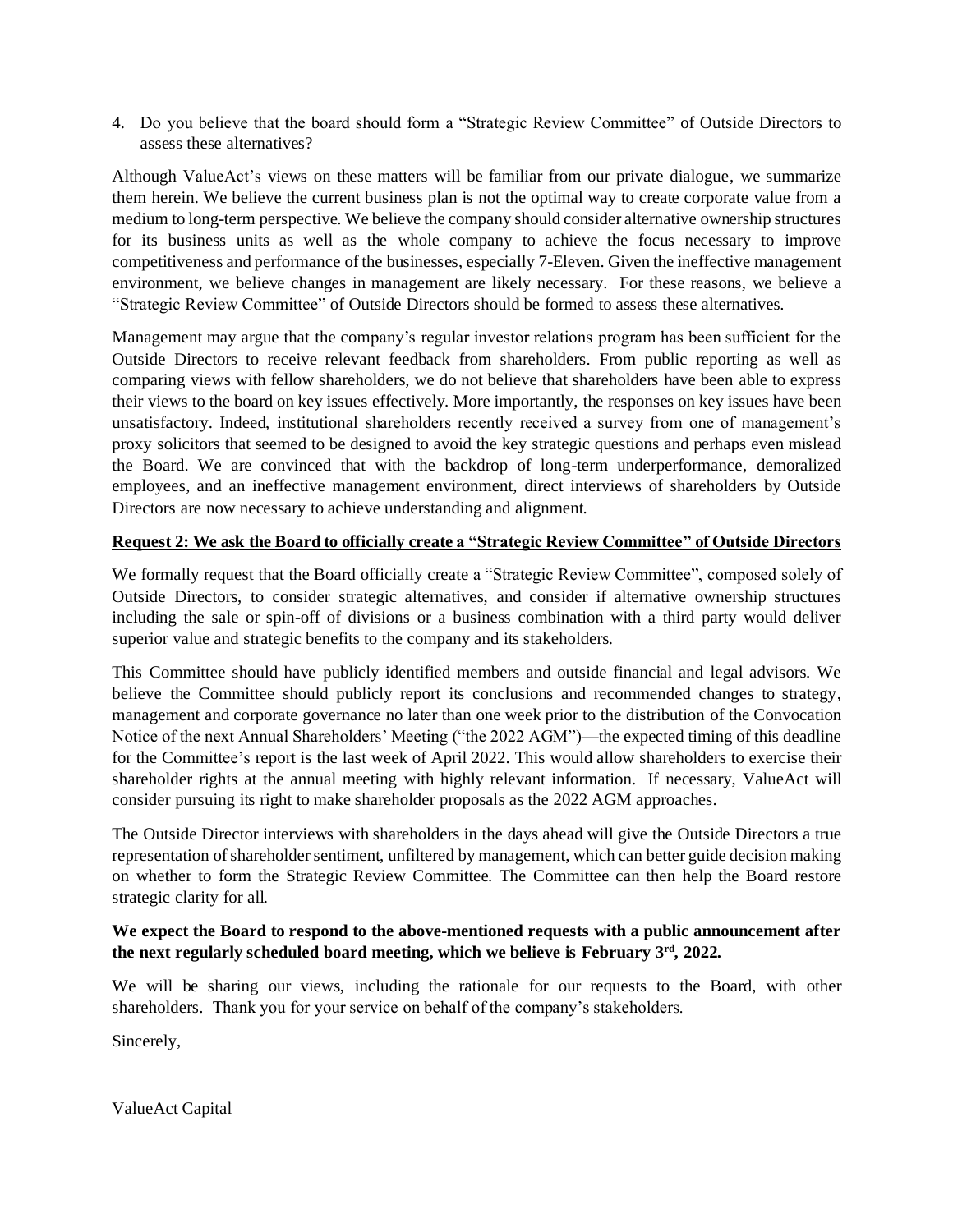4. Do you believe that the board should form a "Strategic Review Committee" of Outside Directors to assess these alternatives?

Although ValueAct's views on these matters will be familiar from our private dialogue, we summarize them herein. We believe the current business plan is not the optimal way to create corporate value from a medium to long-term perspective. We believe the company should consider alternative ownership structures for its business units as well as the whole company to achieve the focus necessary to improve competitiveness and performance of the businesses, especially 7-Eleven. Given the ineffective management environment, we believe changes in management are likely necessary. For these reasons, we believe a "Strategic Review Committee" of Outside Directors should be formed to assess these alternatives.

Management may argue that the company's regular investor relations program has been sufficient for the Outside Directors to receive relevant feedback from shareholders. From public reporting as well as comparing views with fellow shareholders, we do not believe that shareholders have been able to express their views to the board on key issues effectively. More importantly, the responses on key issues have been unsatisfactory. Indeed, institutional shareholders recently received a survey from one of management's proxy solicitors that seemed to be designed to avoid the key strategic questions and perhaps even mislead the Board. We are convinced that with the backdrop of long-term underperformance, demoralized employees, and an ineffective management environment, direct interviews of shareholders by Outside Directors are now necessary to achieve understanding and alignment.

**Request 2: We ask the Board to officially create a "Strategic Review Committee" of Outside Directors**

We formally request that the Board officially create a "Strategic Review Committee", composed solely of Outside Directors, to consider strategic alternatives, and consider if alternative ownership structures including the sale or spin-off of divisions or a business combination with a third party would deliver superior value and strategic benefits to the company and its stakeholders.

This Committee should have publicly identified members and outside financial and legal advisors. We believe the Committee should publicly report its conclusions and recommended changes to strategy, management and corporate governance no later than one week prior to the distribution of the Convocation Notice of the next Annual Shareholders' Meeting ("the 2022 AGM")—the expected timing of this deadline for the Committee's report is the last week of April 2022. This would allow shareholders to exercise their shareholder rights at the annual meeting with highly relevant information. If necessary, ValueAct will consider pursuing its right to make shareholder proposals as the 2022 AGM approaches.

The Outside Director interviews with shareholders in the days ahead will give the Outside Directors a true representation of shareholder sentiment, unfiltered by management, which can better guide decision making on whether to form the Strategic Review Committee. The Committee can then help the Board restore strategic clarity for all.

**We expect the Board to respond to the above-mentioned requests with a public announcement after the next regularly scheduled board meeting, which we believe is February 3rd, 2022.**

We will be sharing our views, including the rationale for our requests to the Board, with other shareholders. Thank you for your service on behalf of the company's stakeholders.

Sincerely,

ValueAct Capital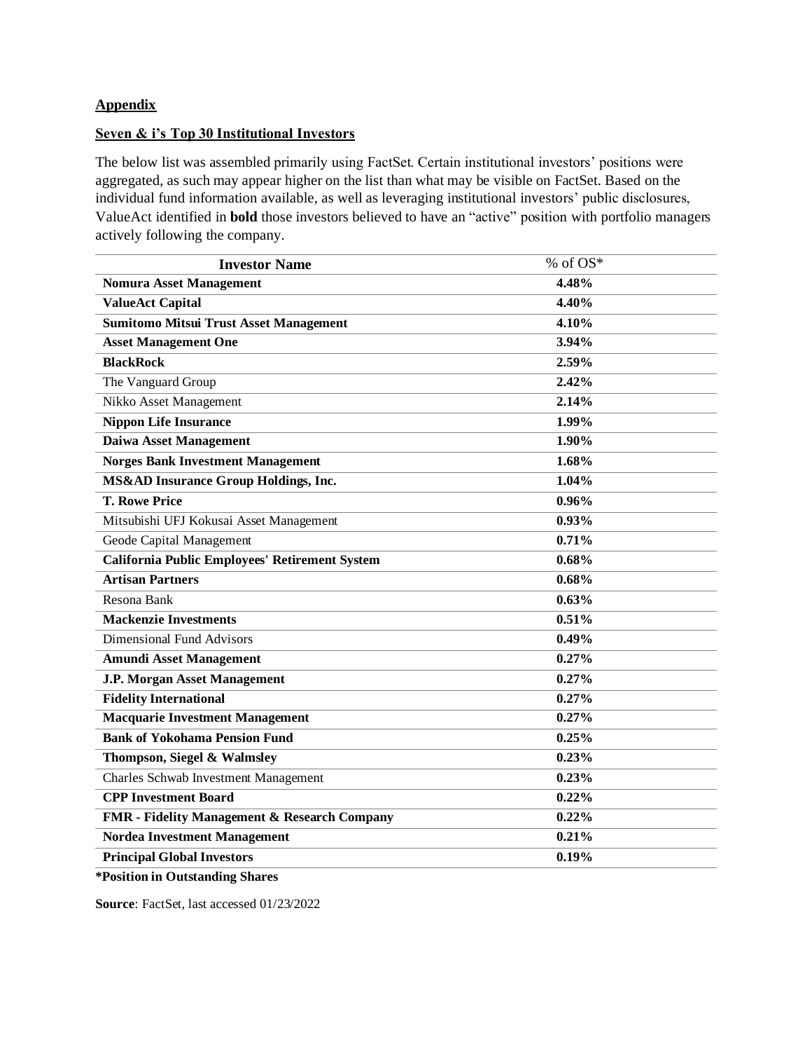**Appendix**

**Seven & i's Top 30 Institutional Investors**

The below list was assembled primarily using FactSet. Certain institutional investors' positions were aggregated, as such may appear higher on the list than what may be visible on FactSet. Based on the individual fund information available, as well as leveraging institutional investors' public disclosures, ValueAct identified in **bold** those investors believed to have an "active" position with portfolio managers actively following the company.

| Investor Name | % of OS* |
|---|---|
| **Nomura Asset Management** | **4.48%** |
| **ValueAct Capital** | **4.40%** |
| **Sumitomo Mitsui Trust Asset Management** | **4.10%** |
| **Asset Management One** | **3.94%** |
| **BlackRock** | **2.59%** |
| The Vanguard Group | **2.42%** |
| Nikko Asset Management | **2.14%** |
| **Nippon Life Insurance** | **1.99%** |
| **Daiwa Asset Management** | **1.90%** |
| **Norges Bank Investment Management** | **1.68%** |
| **MS&AD Insurance Group Holdings, Inc.** | **1.04%** |
| **T. Rowe Price** | **0.96%** |
| Mitsubishi UFJ Kokusai Asset Management | **0.93%** |
| Geode Capital Management | **0.71%** |
| **California Public Employees' Retirement System** | **0.68%** |
| **Artisan Partners** | **0.68%** |
| Resona Bank | **0.63%** |
| **Mackenzie Investments** | **0.51%** |
| Dimensional Fund Advisors | **0.49%** |
| **Amundi Asset Management** | **0.27%** |
| **J.P. Morgan Asset Management** | **0.27%** |
| **Fidelity International** | **0.27%** |
| **Macquarie Investment Management** | **0.27%** |
| **Bank of Yokohama Pension Fund** | **0.25%** |
| **Thompson, Siegel & Walmsley** | **0.23%** |
| Charles Schwab Investment Management | **0.23%** |
| **CPP Investment Board** | **0.22%** |
| **FMR - Fidelity Management & Research Company** | **0.22%** |
| **Nordea Investment Management** | **0.21%** |
| **Principal Global Investors** | **0.19%** |

**\*Position in Outstanding Shares**

**Source**: FactSet, last accessed 01/23/2022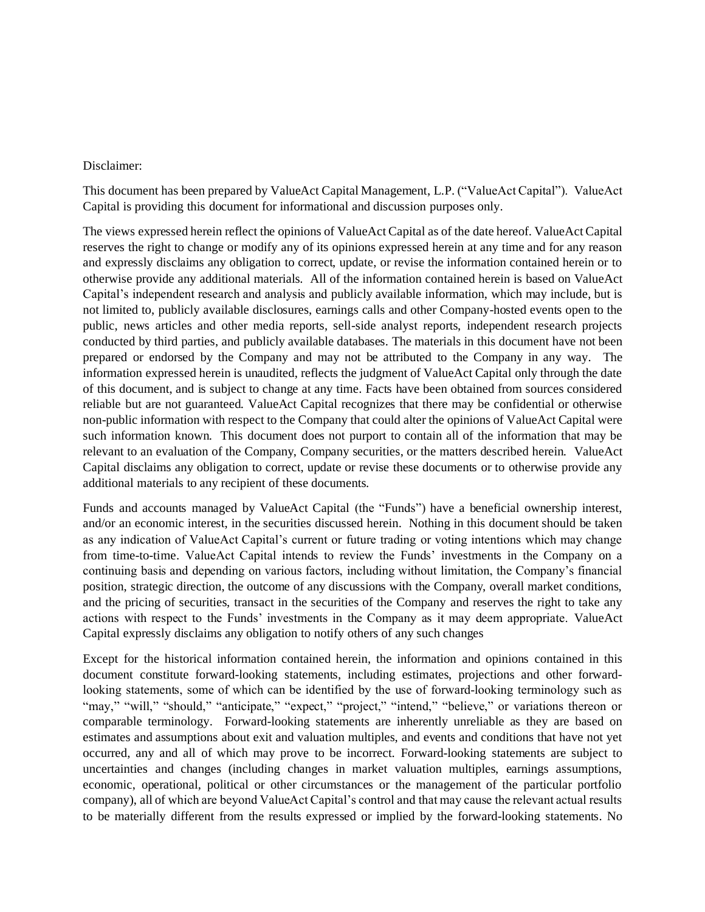Disclaimer:

This document has been prepared by ValueAct Capital Management, L.P. ("ValueAct Capital"). ValueAct Capital is providing this document for informational and discussion purposes only.

The views expressed herein reflect the opinions of ValueAct Capital as of the date hereof. ValueAct Capital reserves the right to change or modify any of its opinions expressed herein at any time and for any reason and expressly disclaims any obligation to correct, update, or revise the information contained herein or to otherwise provide any additional materials. All of the information contained herein is based on ValueAct Capital's independent research and analysis and publicly available information, which may include, but is not limited to, publicly available disclosures, earnings calls and other Company-hosted events open to the public, news articles and other media reports, sell-side analyst reports, independent research projects conducted by third parties, and publicly available databases. The materials in this document have not been prepared or endorsed by the Company and may not be attributed to the Company in any way. The information expressed herein is unaudited, reflects the judgment of ValueAct Capital only through the date of this document, and is subject to change at any time. Facts have been obtained from sources considered reliable but are not guaranteed. ValueAct Capital recognizes that there may be confidential or otherwise non-public information with respect to the Company that could alter the opinions of ValueAct Capital were such information known. This document does not purport to contain all of the information that may be relevant to an evaluation of the Company, Company securities, or the matters described herein. ValueAct Capital disclaims any obligation to correct, update or revise these documents or to otherwise provide any additional materials to any recipient of these documents.

Funds and accounts managed by ValueAct Capital (the "Funds") have a beneficial ownership interest, and/or an economic interest, in the securities discussed herein. Nothing in this document should be taken as any indication of ValueAct Capital's current or future trading or voting intentions which may change from time-to-time. ValueAct Capital intends to review the Funds' investments in the Company on a continuing basis and depending on various factors, including without limitation, the Company's financial position, strategic direction, the outcome of any discussions with the Company, overall market conditions, and the pricing of securities, transact in the securities of the Company and reserves the right to take any actions with respect to the Funds' investments in the Company as it may deem appropriate. ValueAct Capital expressly disclaims any obligation to notify others of any such changes

Except for the historical information contained herein, the information and opinions contained in this document constitute forward-looking statements, including estimates, projections and other forward-looking statements, some of which can be identified by the use of forward-looking terminology such as "may," "will," "should," "anticipate," "expect," "project," "intend," "believe," or variations thereon or comparable terminology. Forward-looking statements are inherently unreliable as they are based on estimates and assumptions about exit and valuation multiples, and events and conditions that have not yet occurred, any and all of which may prove to be incorrect. Forward-looking statements are subject to uncertainties and changes (including changes in market valuation multiples, earnings assumptions, economic, operational, political or other circumstances or the management of the particular portfolio company), all of which are beyond ValueAct Capital's control and that may cause the relevant actual results to be materially different from the results expressed or implied by the forward-looking statements. No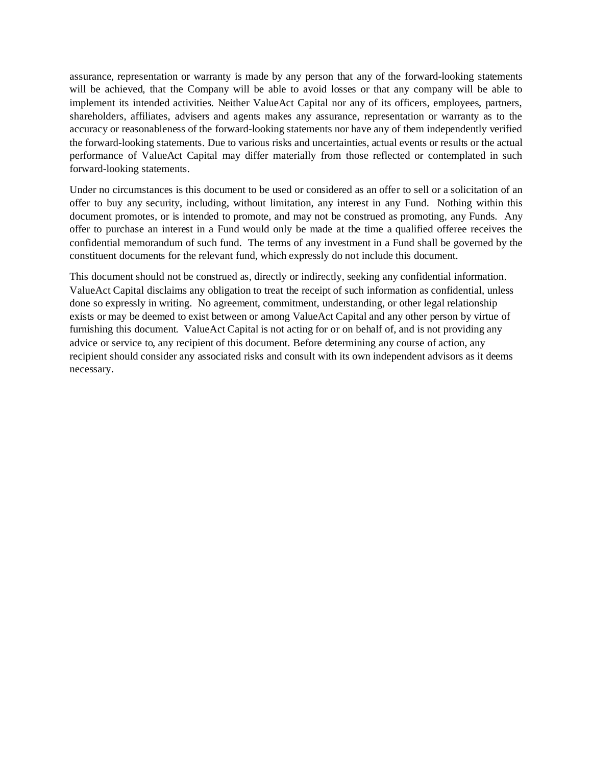assurance, representation or warranty is made by any person that any of the forward-looking statements will be achieved, that the Company will be able to avoid losses or that any company will be able to implement its intended activities. Neither ValueAct Capital nor any of its officers, employees, partners, shareholders, affiliates, advisers and agents makes any assurance, representation or warranty as to the accuracy or reasonableness of the forward-looking statements nor have any of them independently verified the forward-looking statements. Due to various risks and uncertainties, actual events or results or the actual performance of ValueAct Capital may differ materially from those reflected or contemplated in such forward-looking statements.

Under no circumstances is this document to be used or considered as an offer to sell or a solicitation of an offer to buy any security, including, without limitation, any interest in any Fund. Nothing within this document promotes, or is intended to promote, and may not be construed as promoting, any Funds. Any offer to purchase an interest in a Fund would only be made at the time a qualified offeree receives the confidential memorandum of such fund. The terms of any investment in a Fund shall be governed by the constituent documents for the relevant fund, which expressly do not include this document.

This document should not be construed as, directly or indirectly, seeking any confidential information. ValueAct Capital disclaims any obligation to treat the receipt of such information as confidential, unless done so expressly in writing. No agreement, commitment, understanding, or other legal relationship exists or may be deemed to exist between or among ValueAct Capital and any other person by virtue of furnishing this document. ValueAct Capital is not acting for or on behalf of, and is not providing any advice or service to, any recipient of this document. Before determining any course of action, any recipient should consider any associated risks and consult with its own independent advisors as it deems necessary.